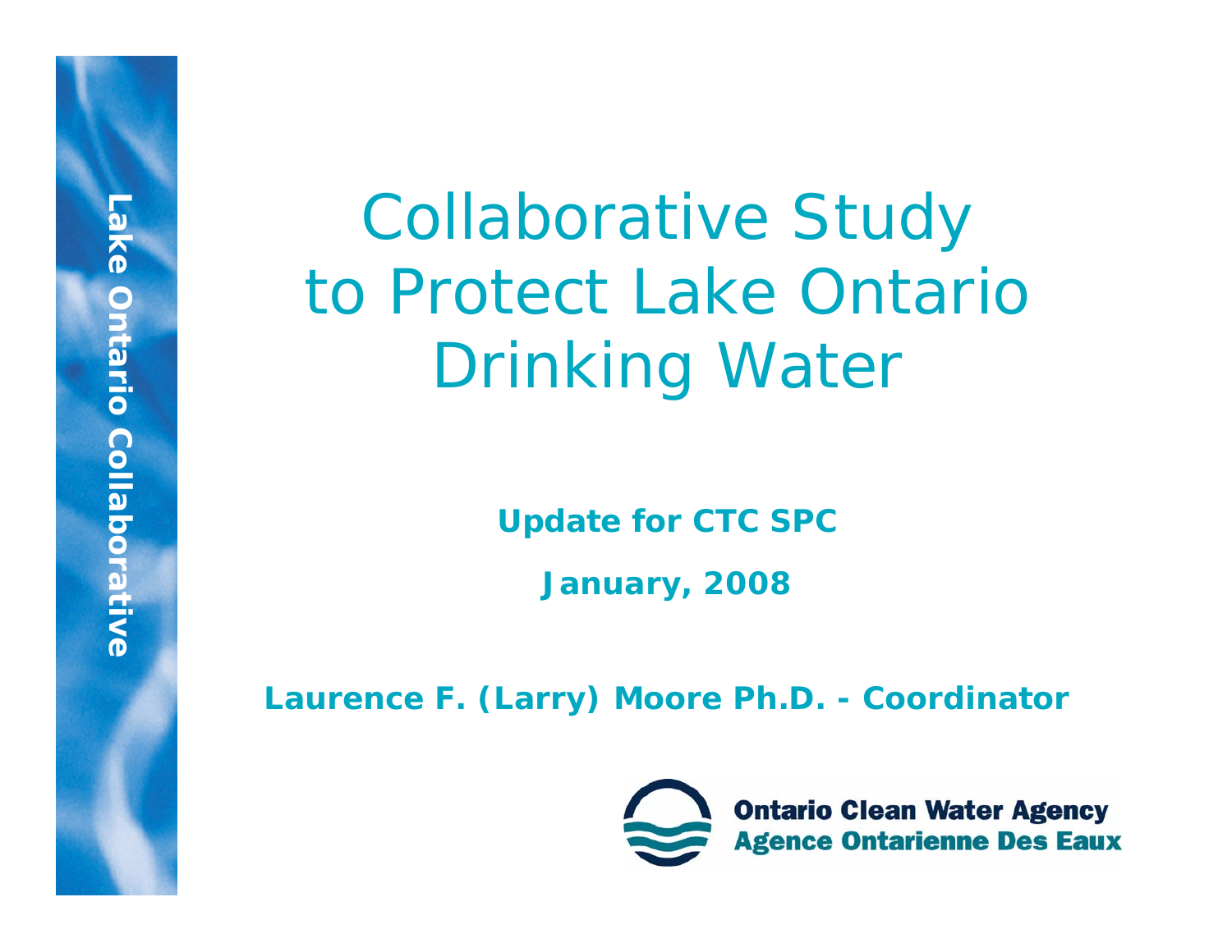Lake Ontario Collaborative

# Collaborative Study to Protect Lake Ontario Drinking Water

**Update for CTC SPC**

**January, 2008**

**Laurence F. (Larry) Moore Ph.D. - Coordinator**

**Ontario Clean Water Agency**
**Agence Ontarienne Des Eaux**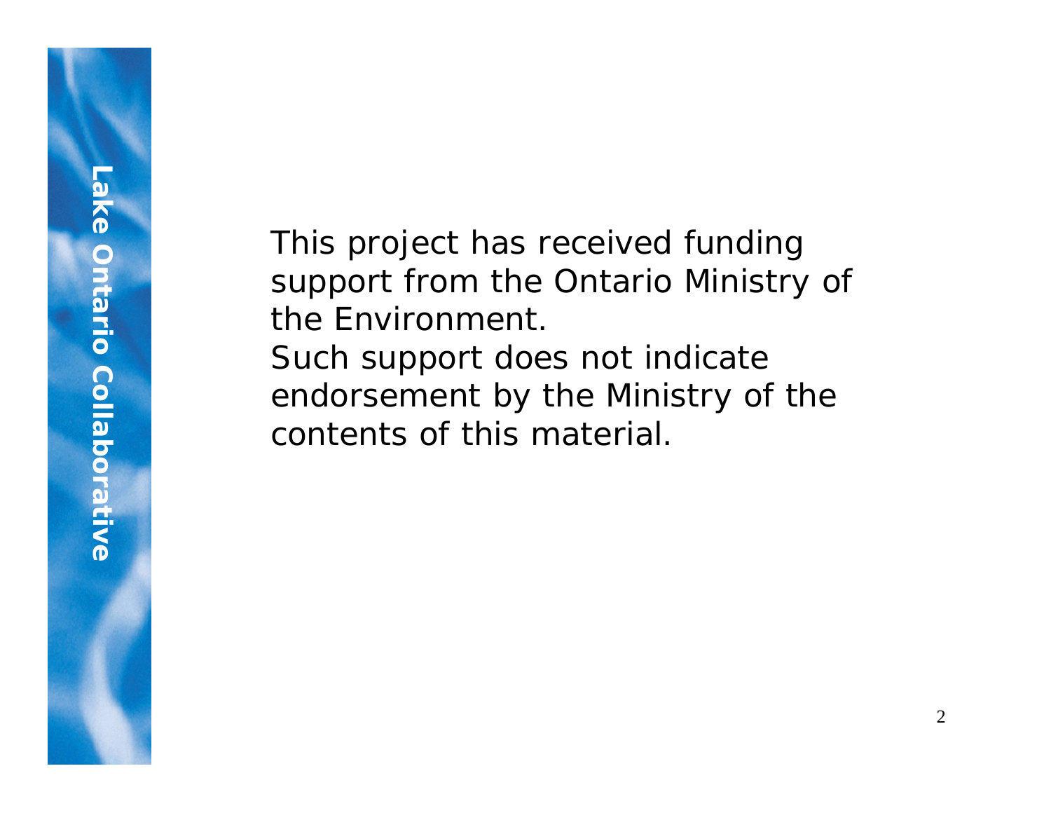This project has received funding support from the Ontario Ministry of the Environment.
Such support does not indicate endorsement by the Ministry of the contents of this material.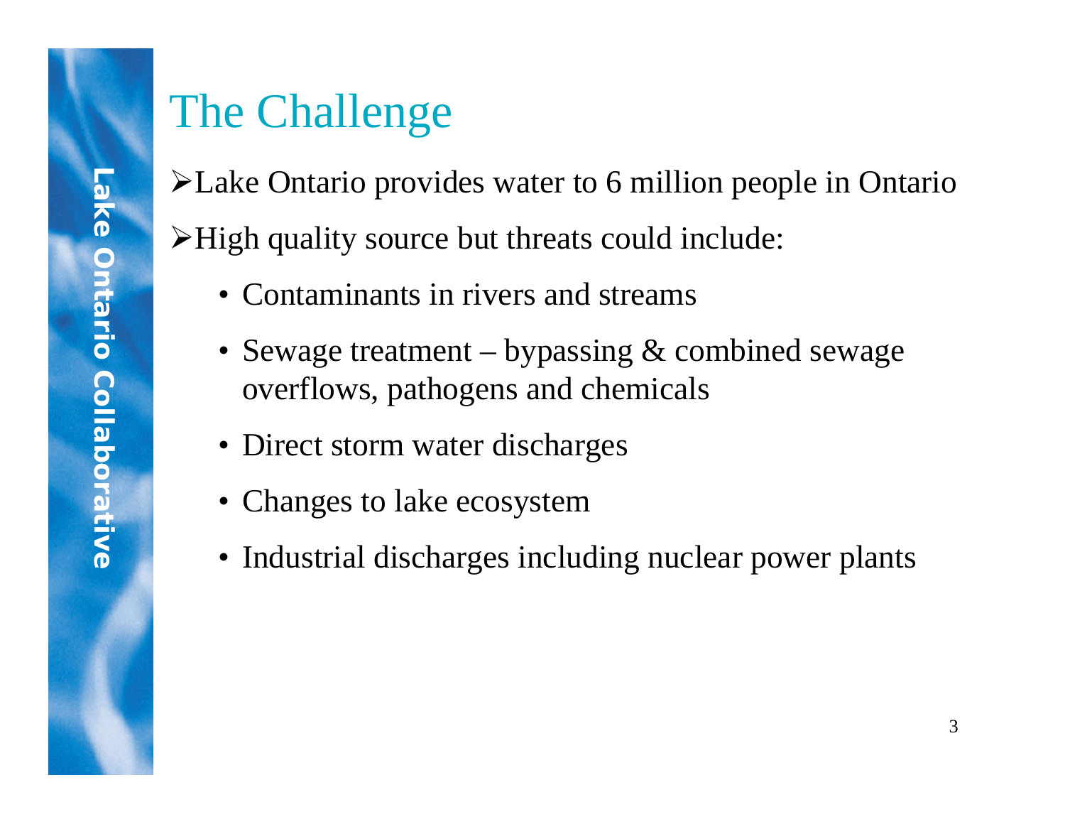# The Challenge

- Lake Ontario provides water to 6 million people in Ontario
- High quality source but threats could include:
  - Contaminants in rivers and streams
  - Sewage treatment – bypassing & combined sewage overflows, pathogens and chemicals
  - Direct storm water discharges
  - Changes to lake ecosystem
  - Industrial discharges including nuclear power plants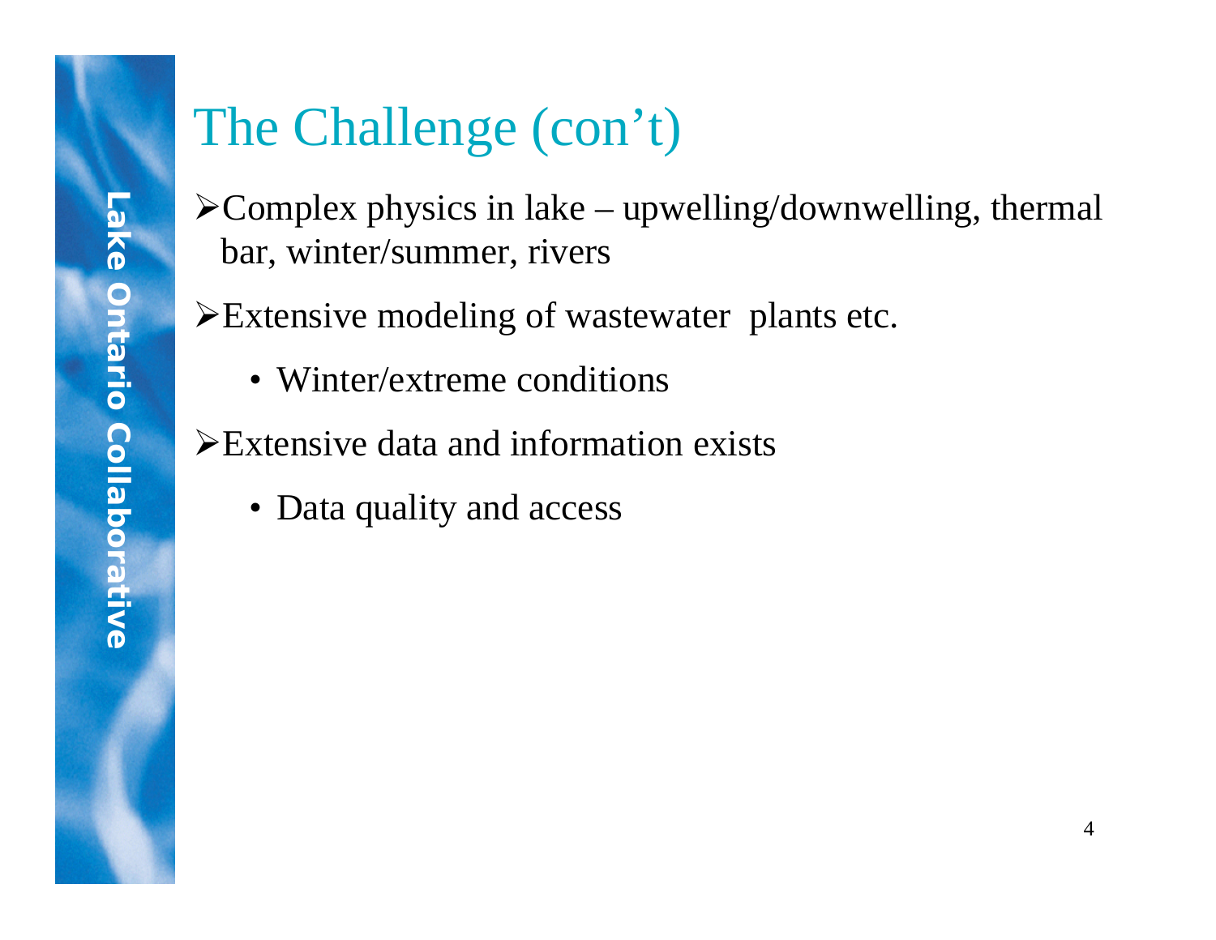# The Challenge (con't)

- Complex physics in lake – upwelling/downwelling, thermal bar, winter/summer, rivers
- Extensive modeling of wastewater plants etc.
  - Winter/extreme conditions
- Extensive data and information exists
  - Data quality and access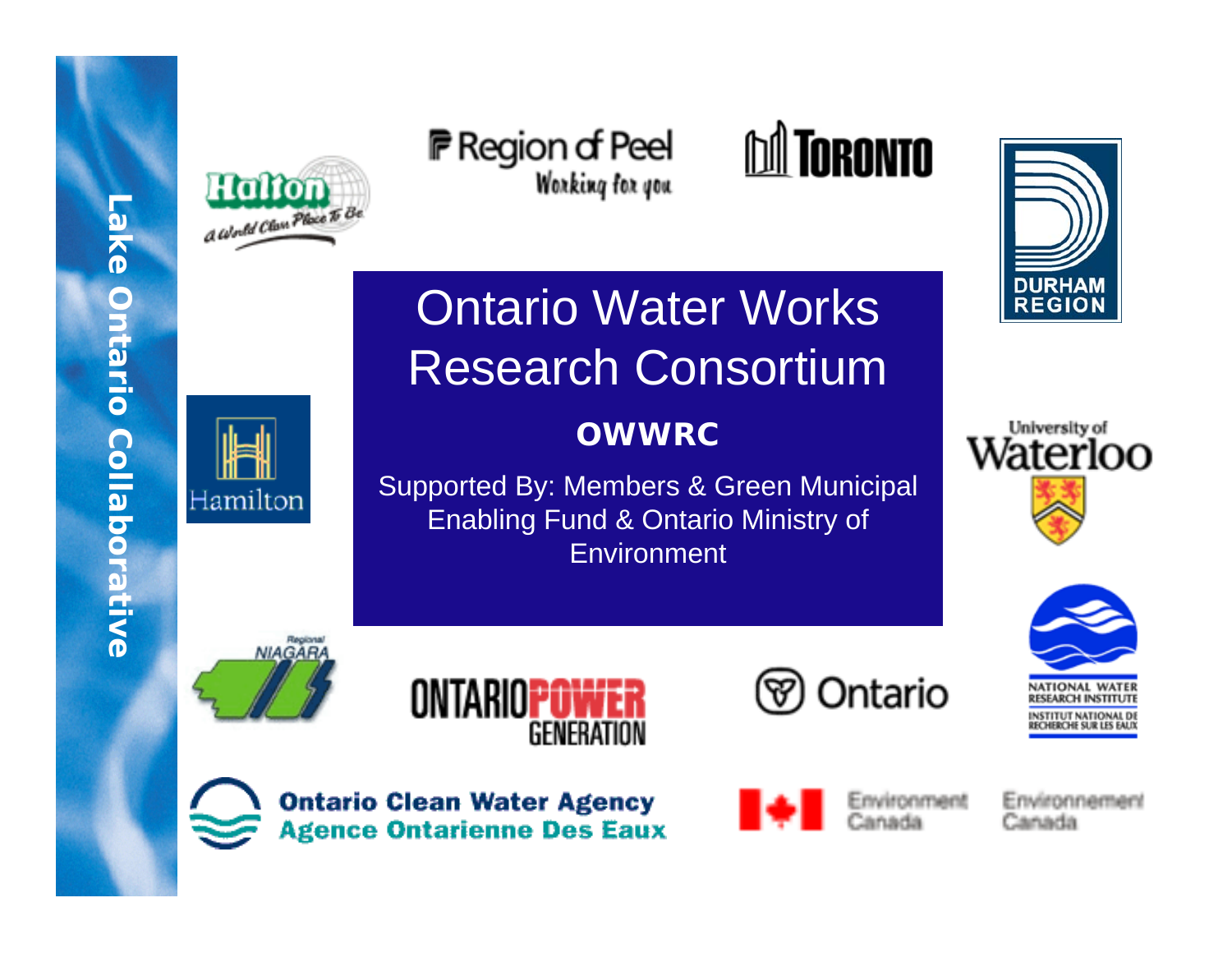Lake Ontario Collaborative

# Ontario Water Works Research Consortium

**OWWRC**

Supported By: Members & Green Municipal Enabling Fund & Ontario Ministry of Environment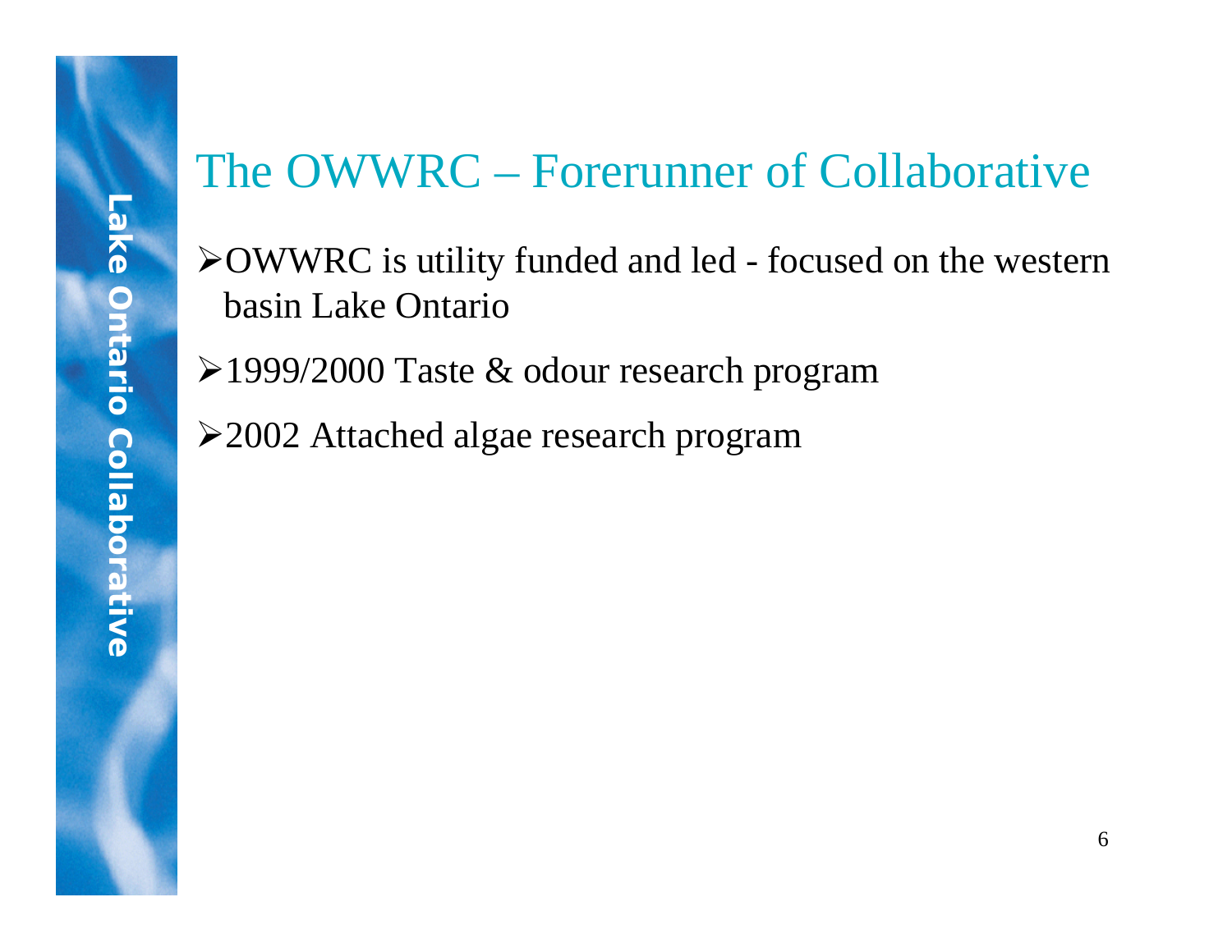# The OWWRC – Forerunner of Collaborative

- OWWRC is utility funded and led - focused on the western basin Lake Ontario
- 1999/2000 Taste & odour research program
- 2002 Attached algae research program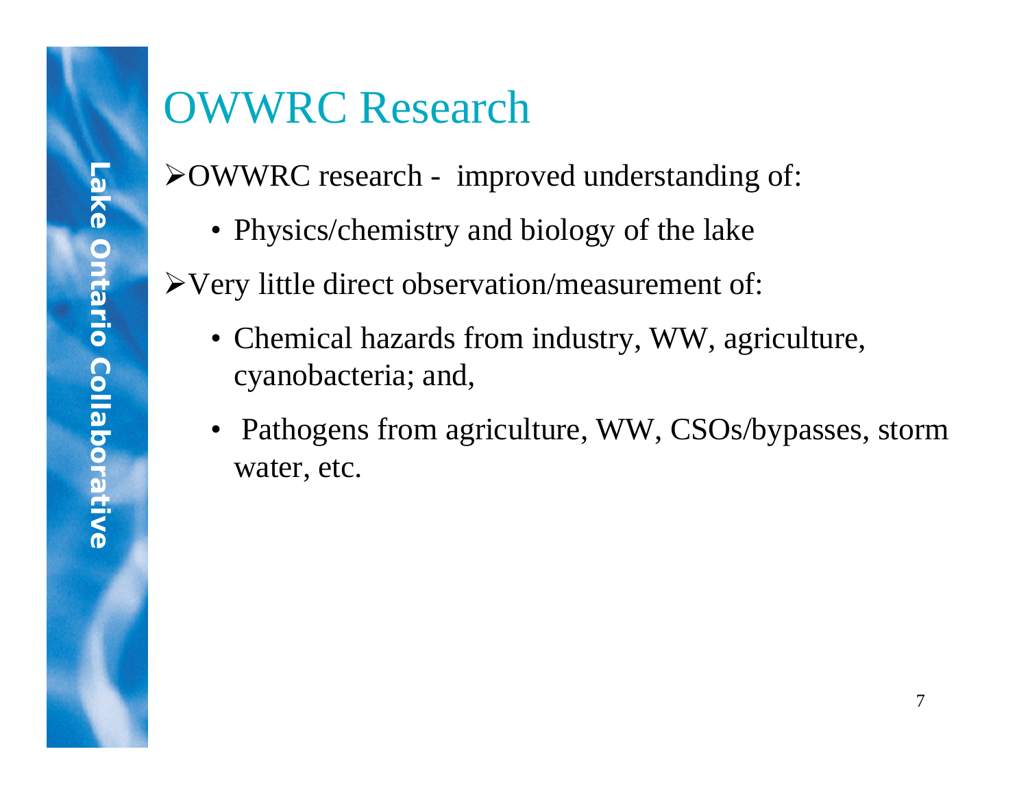# OWWRC Research

- OWWRC research - improved understanding of:
  - Physics/chemistry and biology of the lake
- Very little direct observation/measurement of:
  - Chemical hazards from industry, WW, agriculture, cyanobacteria; and,
  - Pathogens from agriculture, WW, CSOs/bypasses, storm water, etc.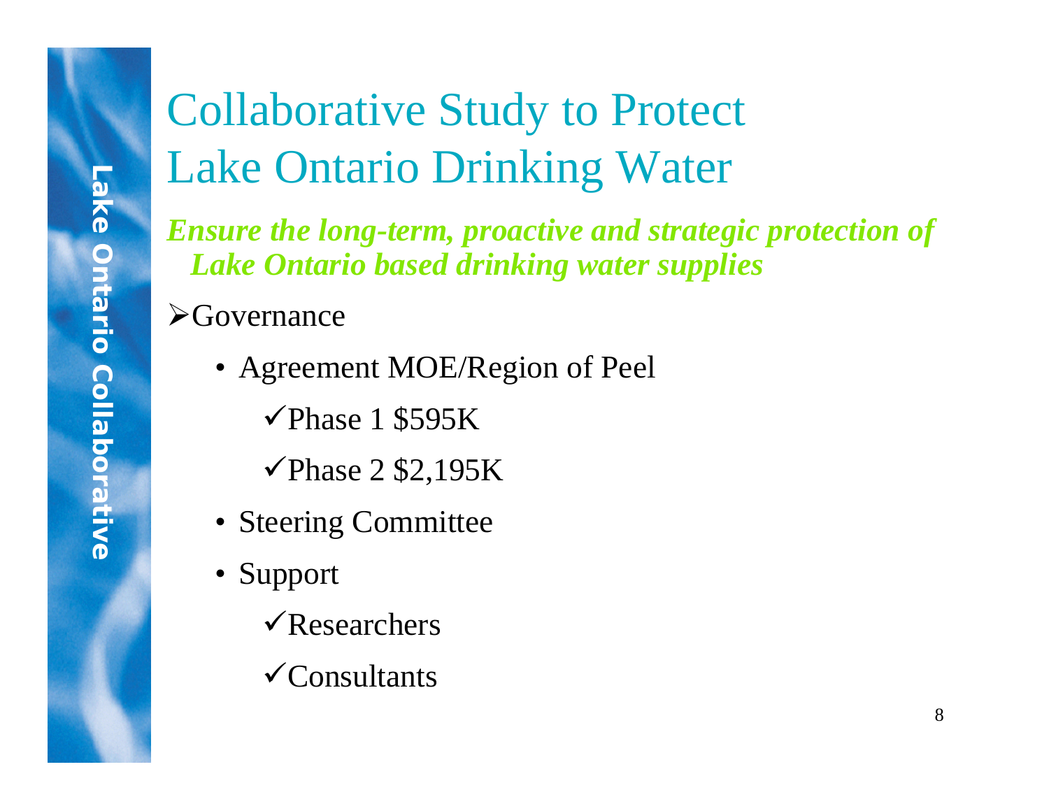# Collaborative Study to Protect Lake Ontario Drinking Water

***Ensure the long-term, proactive and strategic protection of Lake Ontario based drinking water supplies***

- Governance
  - Agreement MOE/Region of Peel
    - ✓ Phase 1 $595K
    - ✓ Phase 2 $2,195K
  - Steering Committee
  - Support
    - ✓ Researchers
    - ✓ Consultants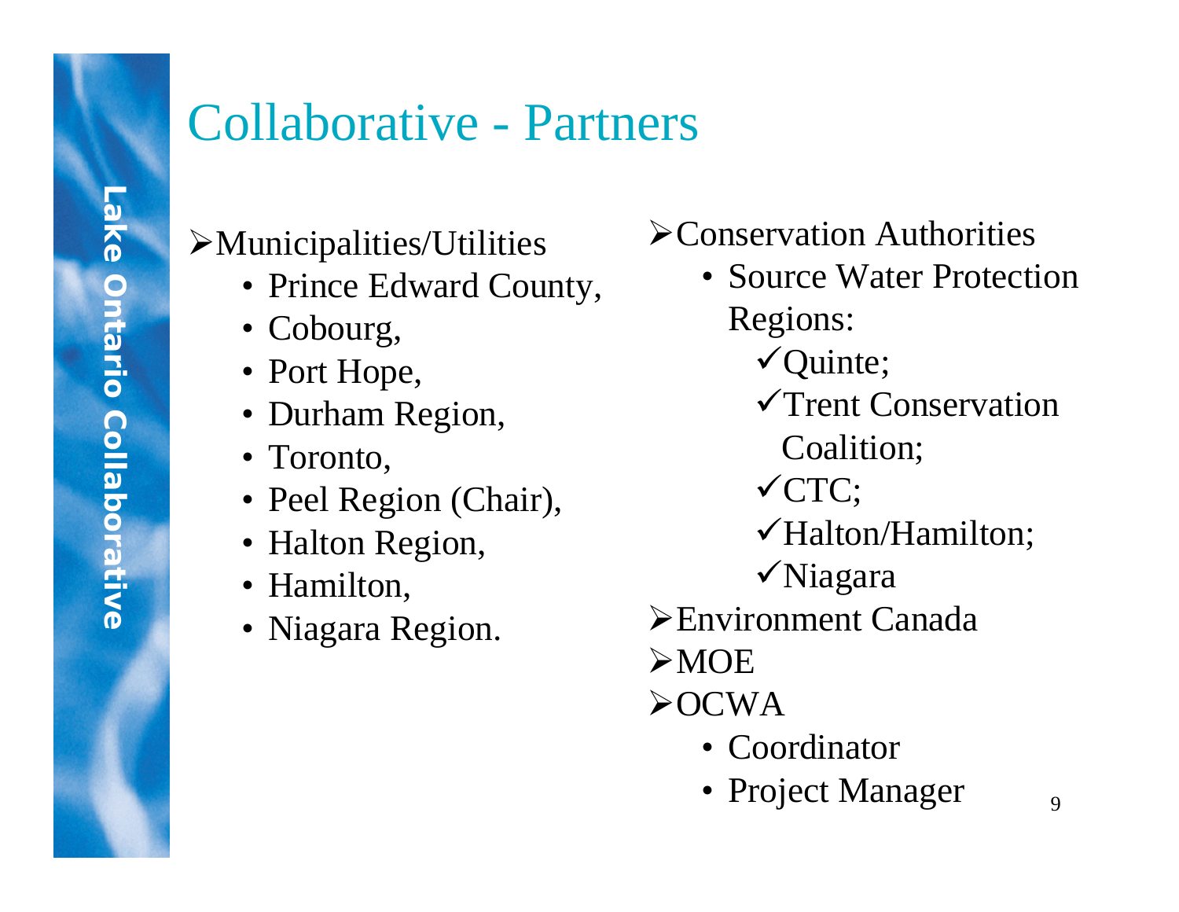# Collaborative - Partners

- Municipalities/Utilities
  - Prince Edward County,
  - Cobourg,
  - Port Hope,
  - Durham Region,
  - Toronto,
  - Peel Region (Chair),
  - Halton Region,
  - Hamilton,
  - Niagara Region.
- Conservation Authorities
  - Source Water Protection Regions:
    - ✓Quinte;
    - ✓Trent Conservation Coalition;
    - ✓CTC;
    - ✓Halton/Hamilton;
    - ✓Niagara
- Environment Canada
- MOE
- OCWA
  - Coordinator
  - Project Manager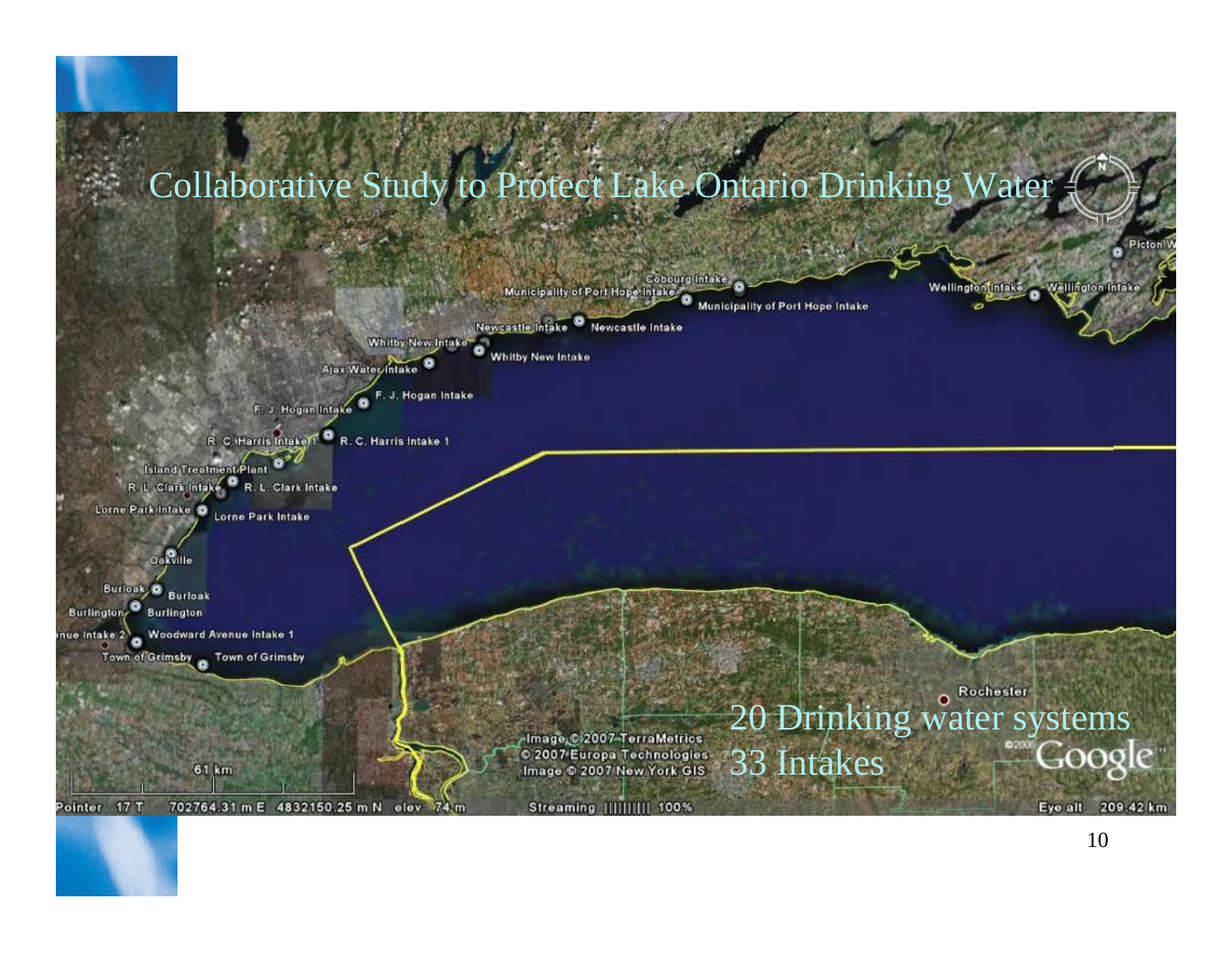# Collaborative Study to Protect Lake Ontario Drinking Water

20 Drinking water systems

33 Intakes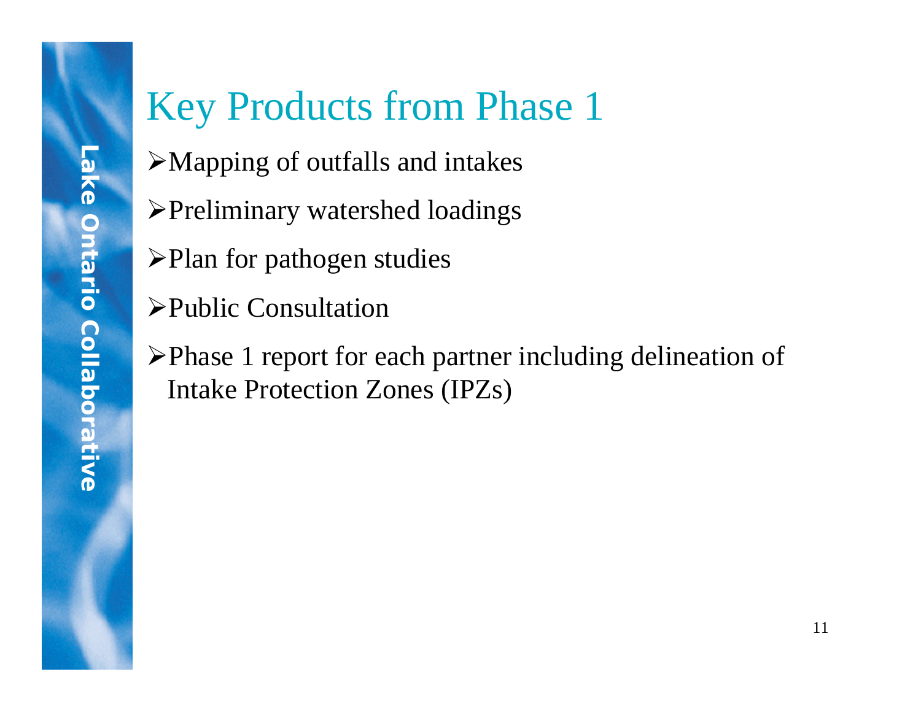# Key Products from Phase 1

- Mapping of outfalls and intakes
- Preliminary watershed loadings
- Plan for pathogen studies
- Public Consultation
- Phase 1 report for each partner including delineation of Intake Protection Zones (IPZs)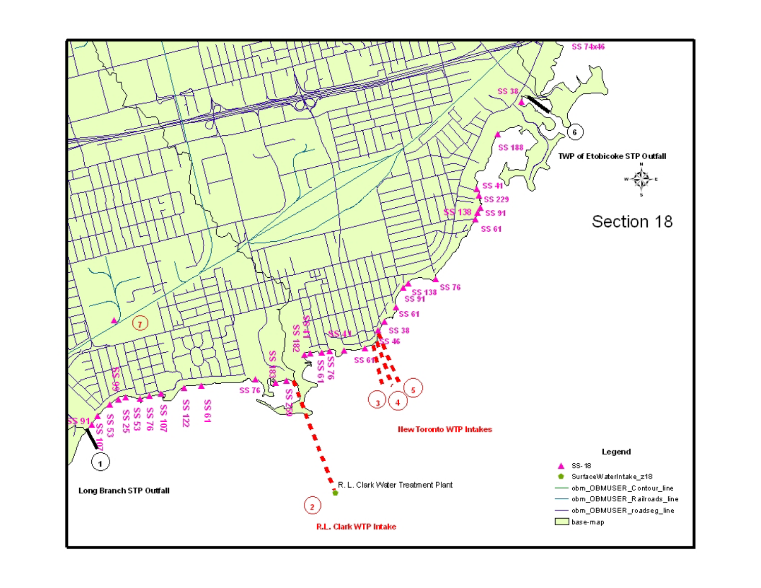Section 18

TWP of Etobicoke STP Outfall

New Toronto WTP Intakes

R. L. Clark Water Treatment Plant

R.L. Clark WTP Intake

Long Branch STP Outfall

Legend

- SS-18
- SurfaceWaterIntake_z18
- obm_OBMUSER_Contour_line
- obm_OBMUSER_Railroads_line
- obm_OBMUSER_roadseg_line
- base-map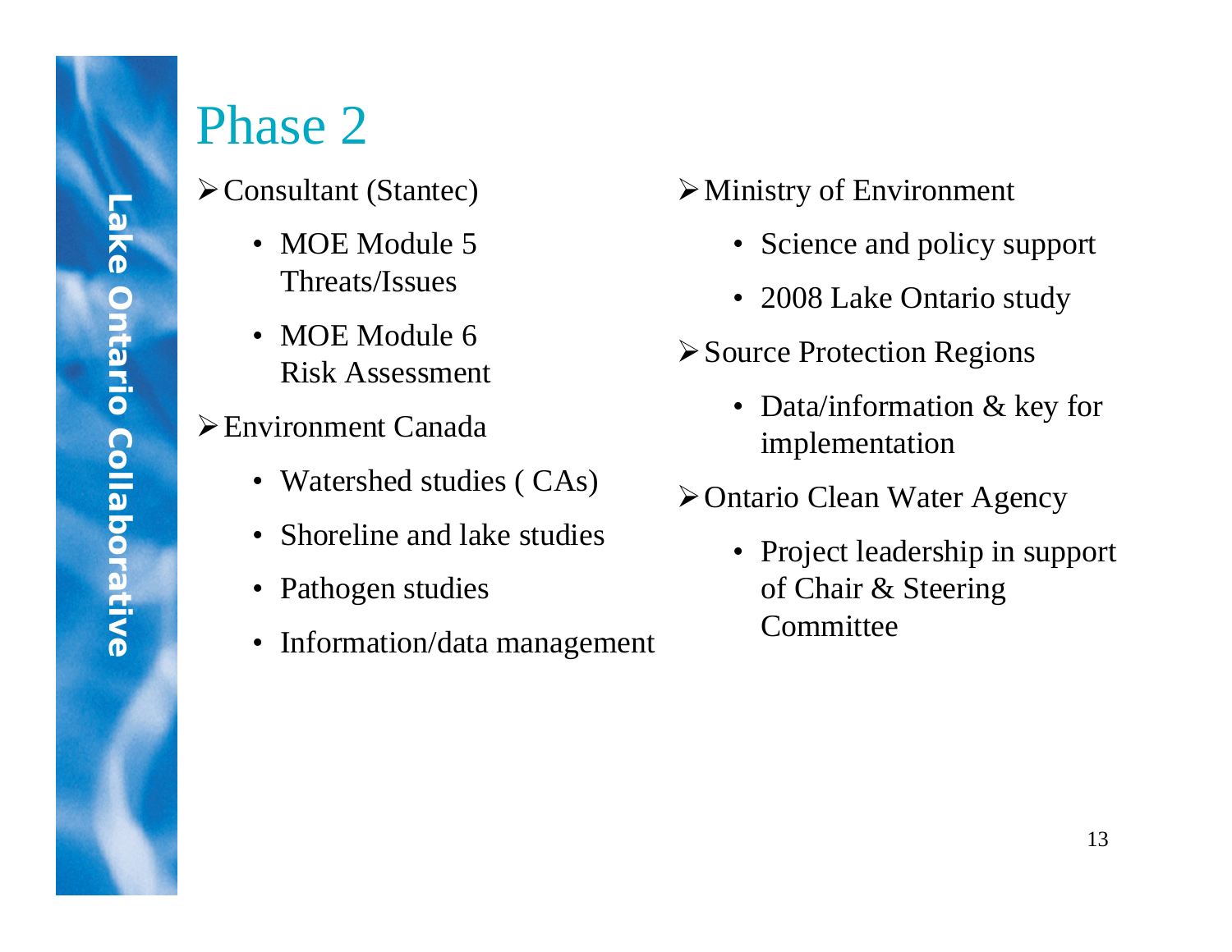# Phase 2

- Consultant (Stantec)
  - MOE Module 5 Threats/Issues
  - MOE Module 6 Risk Assessment
- Environment Canada
  - Watershed studies ( CAs)
  - Shoreline and lake studies
  - Pathogen studies
  - Information/data management
- Ministry of Environment
  - Science and policy support
  - 2008 Lake Ontario study
- Source Protection Regions
  - Data/information & key for implementation
- Ontario Clean Water Agency
  - Project leadership in support of Chair & Steering Committee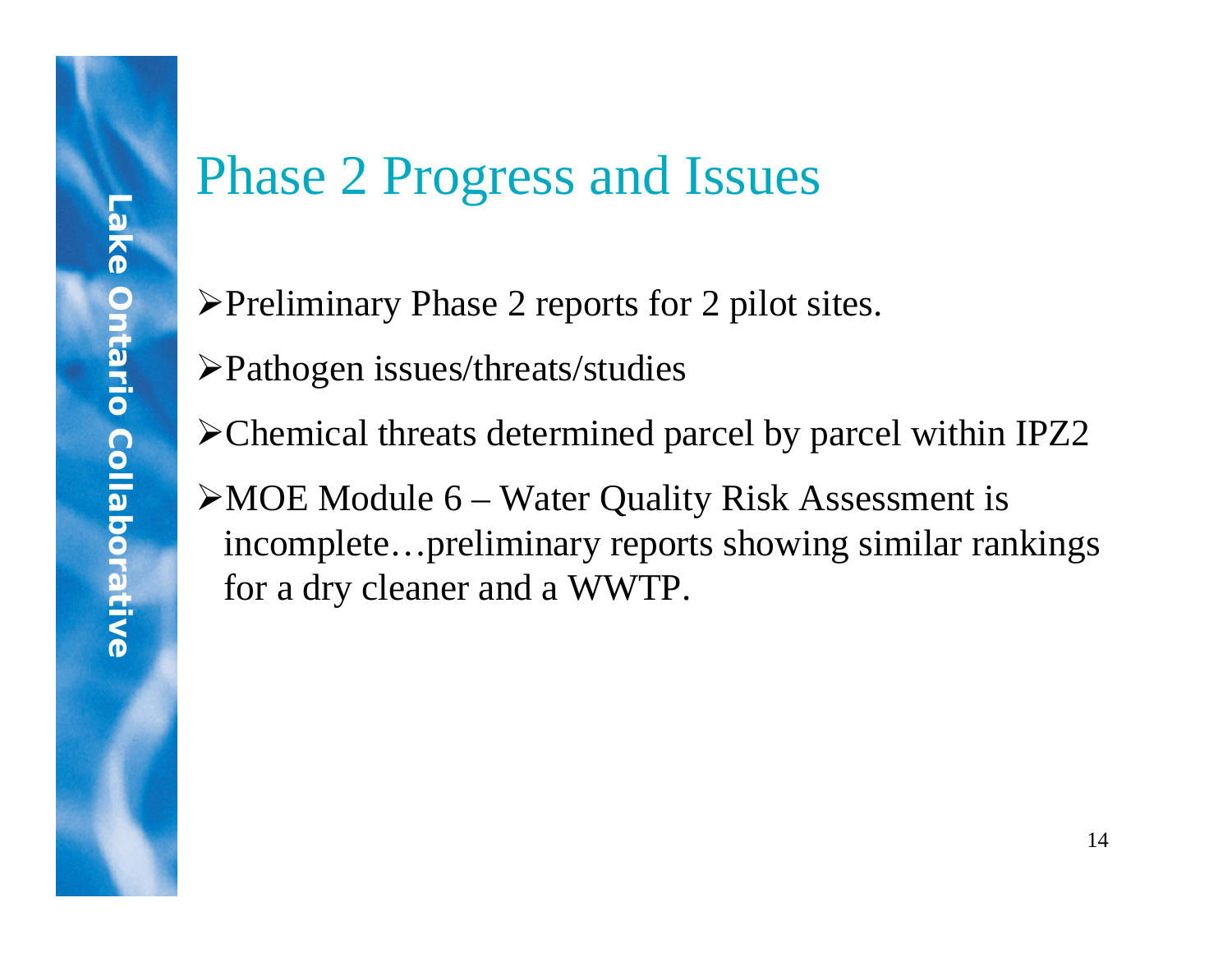# Phase 2 Progress and Issues

- Preliminary Phase 2 reports for 2 pilot sites.
- Pathogen issues/threats/studies
- Chemical threats determined parcel by parcel within IPZ2
- MOE Module 6 – Water Quality Risk Assessment is incomplete…preliminary reports showing similar rankings for a dry cleaner and a WWTP.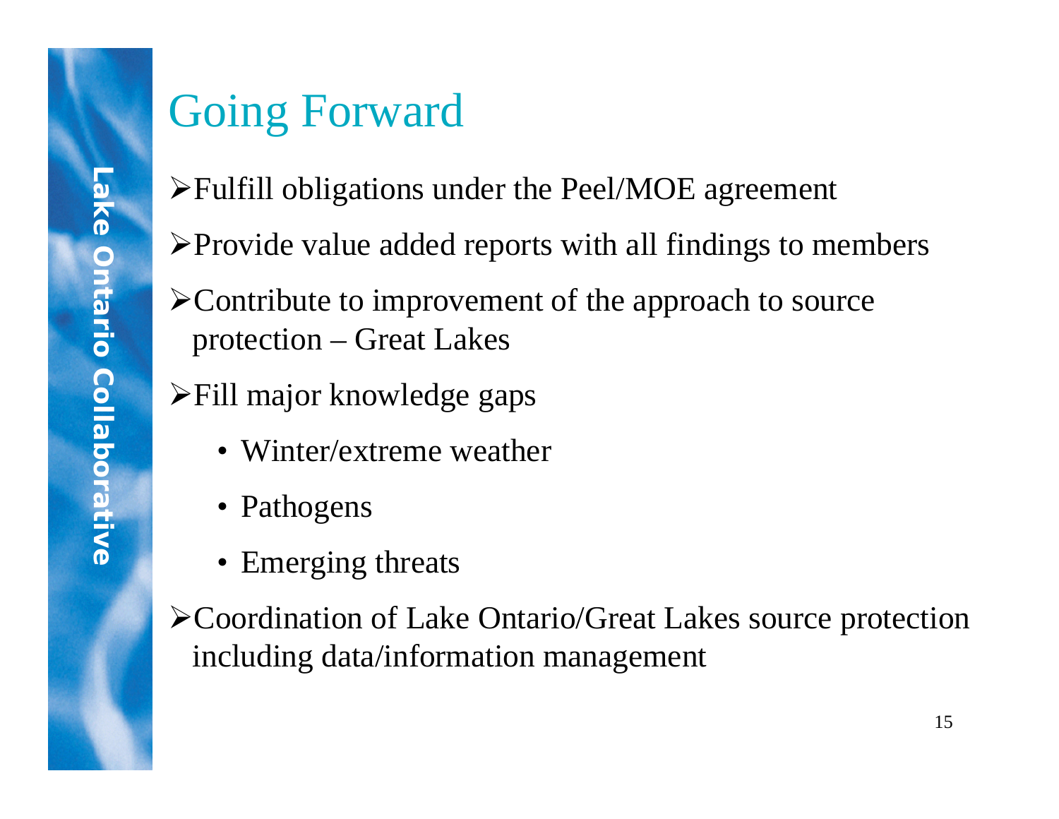# Going Forward

- Fulfill obligations under the Peel/MOE agreement
- Provide value added reports with all findings to members
- Contribute to improvement of the approach to source protection – Great Lakes
- Fill major knowledge gaps
  - Winter/extreme weather
  - Pathogens
  - Emerging threats
- Coordination of Lake Ontario/Great Lakes source protection including data/information management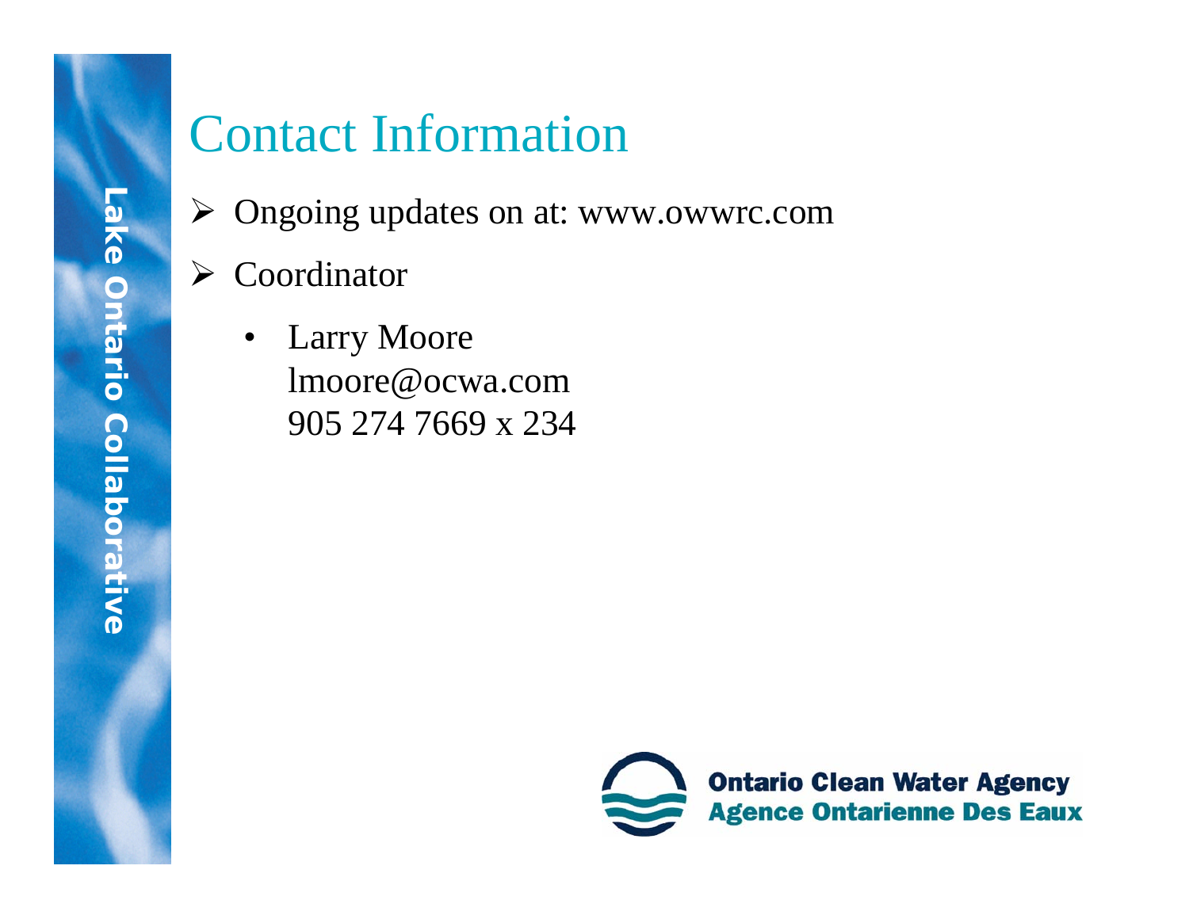# Contact Information

- Ongoing updates on at: www.owwrc.com
- Coordinator
  - Larry Moore
    lmoore@ocwa.com
    905 274 7669 x 234

Lake Ontario Collaborative

Ontario Clean Water Agency
Agence Ontarienne Des Eaux